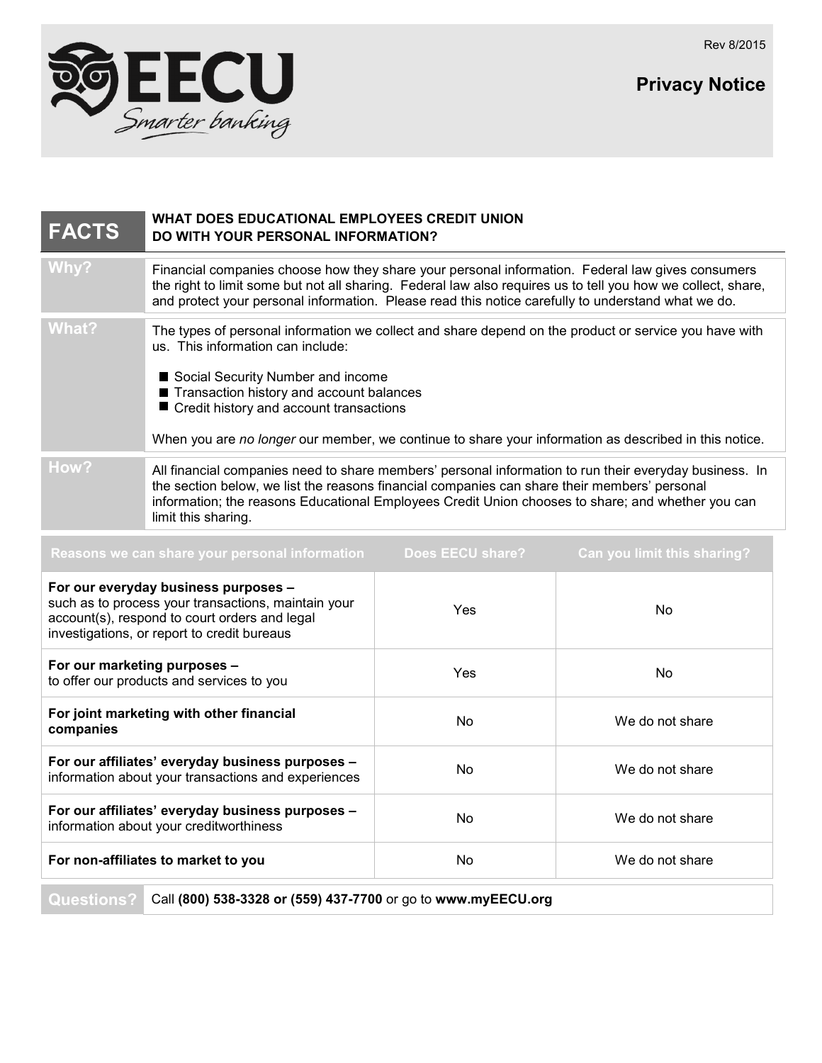Rev 8/2015

# Privacy Notice

| FACTS | WHAT DOES EDUCATIONAL EMPLOYEES CREDIT UNION DO WITH YOUR PERSONAL INFORMATION? |
|---|---|
| **Why?** | Financial companies choose how they share your personal information. Federal law gives consumers the right to limit some but not all sharing. Federal law also requires us to tell you how we collect, share, and protect your personal information. Please read this notice carefully to understand what we do. |
| **What?** | The types of personal information we collect and share depend on the product or service you have with us. This information can include:<br>■ Social Security Number and income<br>■ Transaction history and account balances<br>■ Credit history and account transactions<br><br>When you are *no longer* our member, we continue to share your information as described in this notice. |
| **How?** | All financial companies need to share members' personal information to run their everyday business. In the section below, we list the reasons financial companies can share their members' personal information; the reasons Educational Employees Credit Union chooses to share; and whether you can limit this sharing. |

| Reasons we can share your personal information | Does EECU share? | Can you limit this sharing? |
|---|---|---|
| **For our everyday business purposes –** such as to process your transactions, maintain your account(s), respond to court orders and legal investigations, or report to credit bureaus | Yes | No |
| **For our marketing purposes –** to offer our products and services to you | Yes | No |
| **For joint marketing with other financial companies** | No | We do not share |
| **For our affiliates' everyday business purposes –** information about your transactions and experiences | No | We do not share |
| **For our affiliates' everyday business purposes –** information about your creditworthiness | No | We do not share |
| **For non-affiliates to market to you** | No | We do not share |

**Questions?** Call **(800) 538-3328 or (559) 437-7700** or go to **www.myEECU.org**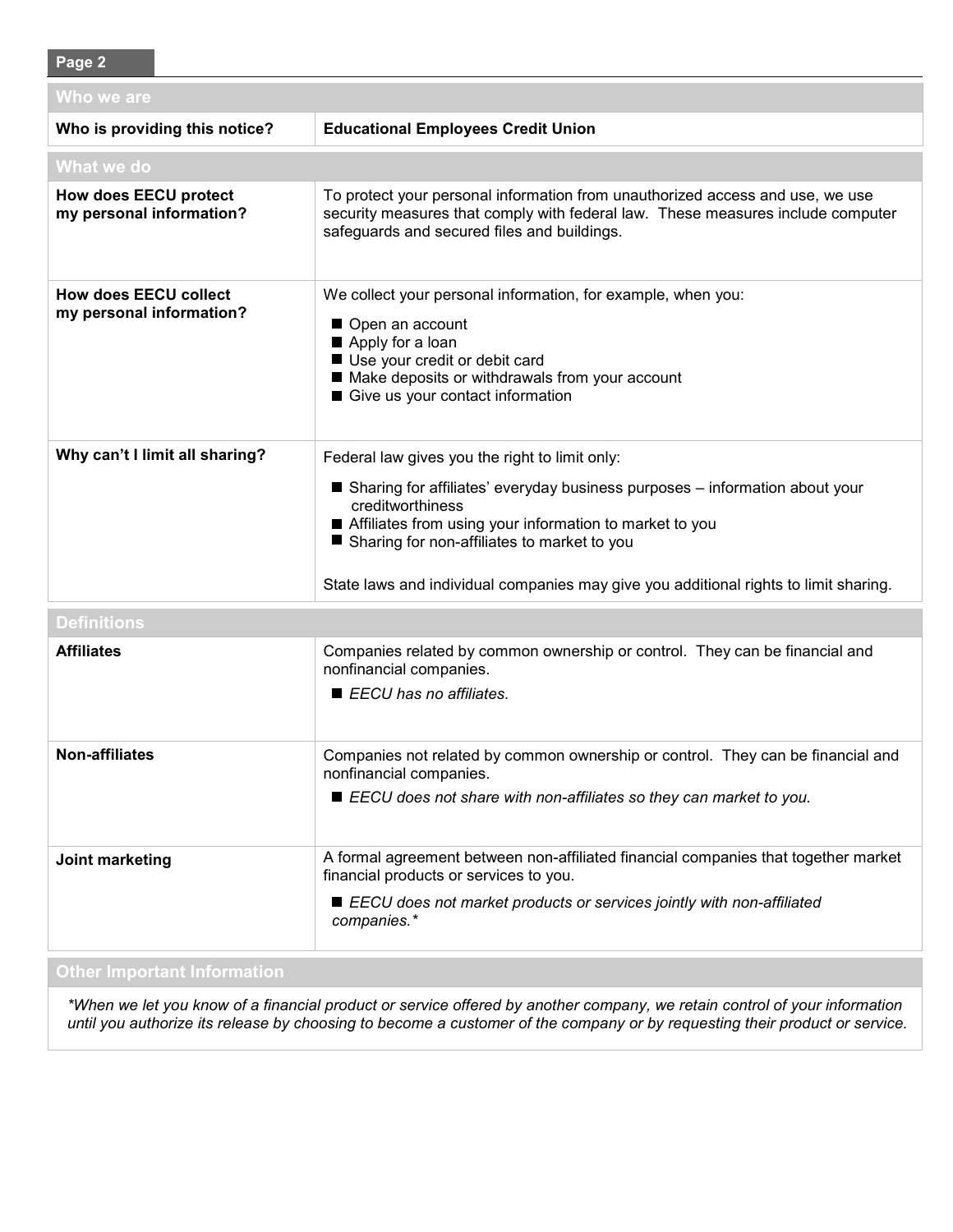## Who we are

| | |
|---|---|
| **Who is providing this notice?** | **Educational Employees Credit Union** |

## What we do

| | |
|---|---|
| **How does EECU protect my personal information?** | To protect your personal information from unauthorized access and use, we use security measures that comply with federal law. These measures include computer safeguards and secured files and buildings. |
| **How does EECU collect my personal information?** | We collect your personal information, for example, when you:<br>■ Open an account<br>■ Apply for a loan<br>■ Use your credit or debit card<br>■ Make deposits or withdrawals from your account<br>■ Give us your contact information |
| **Why can't I limit all sharing?** | Federal law gives you the right to limit only:<br>■ Sharing for affiliates' everyday business purposes – information about your creditworthiness<br>■ Affiliates from using your information to market to you<br>■ Sharing for non-affiliates to market to you<br><br>State laws and individual companies may give you additional rights to limit sharing. |

## Definitions

| | |
|---|---|
| **Affiliates** | Companies related by common ownership or control. They can be financial and nonfinancial companies.<br>■ *EECU has no affiliates.* |
| **Non-affiliates** | Companies not related by common ownership or control. They can be financial and nonfinancial companies.<br>■ *EECU does not share with non-affiliates so they can market to you.* |
| **Joint marketing** | A formal agreement between non-affiliated financial companies that together market financial products or services to you.<br>■ *EECU does not market products or services jointly with non-affiliated companies.** |

## Other Important Information

*\*When we let you know of a financial product or service offered by another company, we retain control of your information until you authorize its release by choosing to become a customer of the company or by requesting their product or service.*